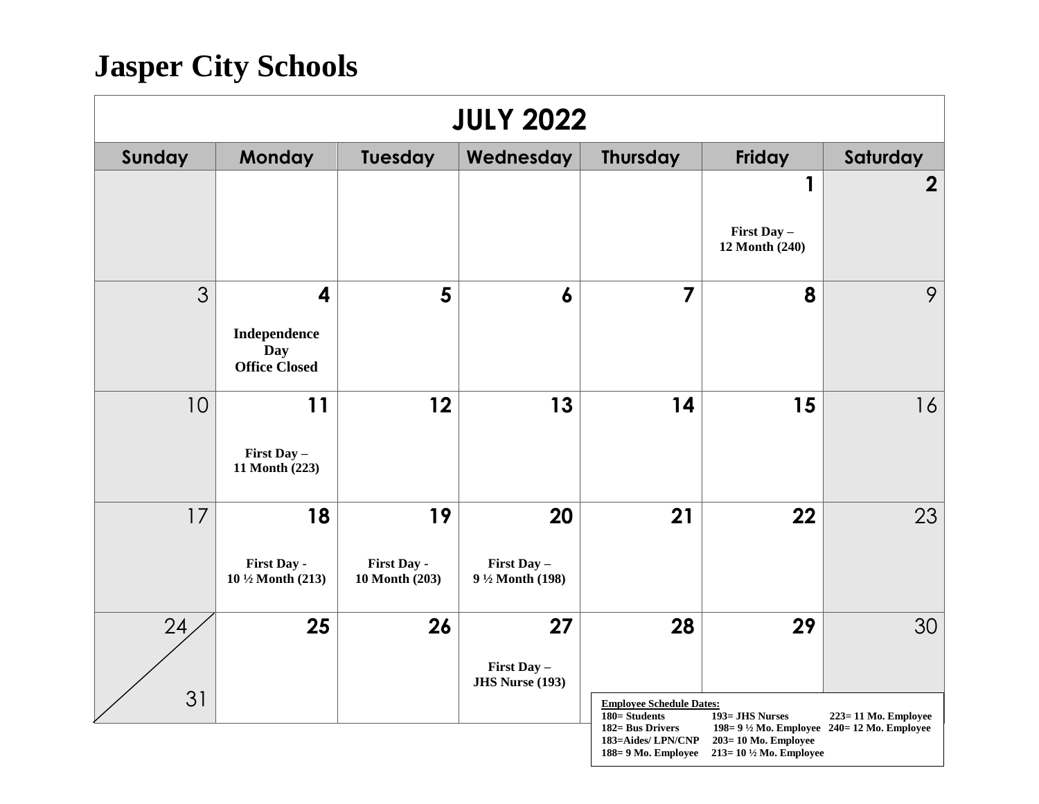# Jasper City Schools

## JULY 2022

| Sunday | Monday | Tuesday | Wednesday | Thursday | Friday | Saturday |
|---|---|---|---|---|---|---|
| | | | | | 1<br>**First Day – 12 Month (240)** | 2 |
| 3 | 4<br>**Independence Day Office Closed** | 5 | 6 | 7 | 8 | 9 |
| 10 | 11<br>**First Day – 11 Month (223)** | 12 | 13 | 14 | 15 | 16 |
| 17 | 18<br>**First Day - 10 ½ Month (213)** | 19<br>**First Day - 10 Month (203)** | 20<br>**First Day – 9 ½ Month (198)** | 21 | 22 | 23 |
| 24 / 31 | 25 | 26 | 27<br>**First Day – JHS Nurse (193)** | 28 | 29 | 30 |

**Employee Schedule Dates:**

| | | |
|---|---|---|
| 180= Students | 193= JHS Nurses | 223= 11 Mo. Employee |
| 182= Bus Drivers | 198= 9 ½ Mo. Employee | 240= 12 Mo. Employee |
| 183=Aides/ LPN/CNP | 203= 10 Mo. Employee | |
| 188= 9 Mo. Employee | 213= 10 ½ Mo. Employee | |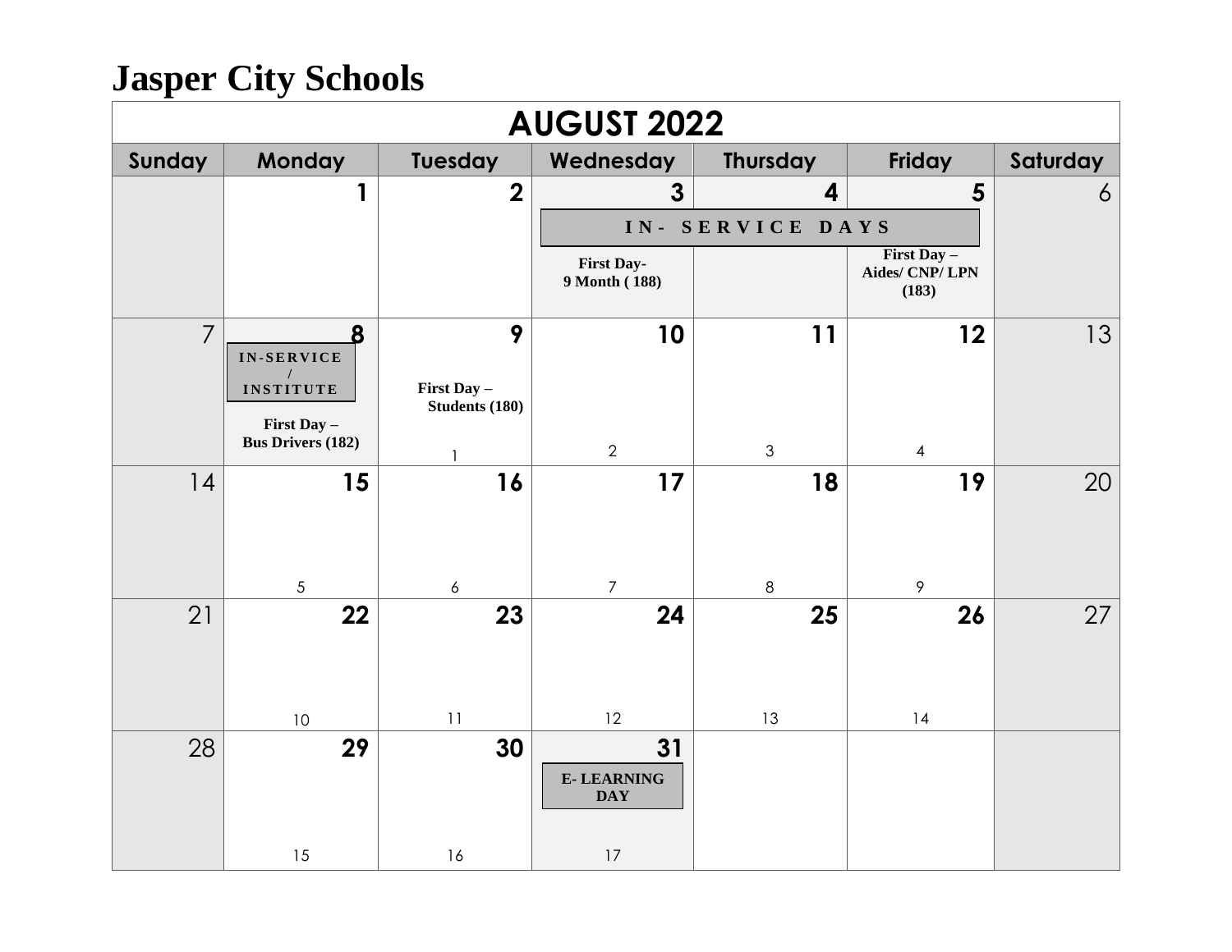# Jasper City Schools

| AUGUST 2022 | | | | | | |
|---|---|---|---|---|---|---|
| **Sunday** | **Monday** | **Tuesday** | **Wednesday** | **Thursday** | **Friday** | **Saturday** |
| | **1** | **2** | **3** IN- SERVICE DAYS<br>First Day- 9 Month ( 188) | **4** IN- SERVICE DAYS | **5** IN- SERVICE DAYS<br>First Day – Aides/ CNP/ LPN (183) | 6 |
| 7 | **8** IN-SERVICE / INSTITUTE<br>First Day – Bus Drivers (182) | **9** First Day – Students (180)<br>1 | **10**<br>2 | **11**<br>3 | **12**<br>4 | 13 |
| 14 | **15**<br>5 | **16**<br>6 | **17**<br>7 | **18**<br>8 | **19**<br>9 | 20 |
| 21 | **22**<br>10 | **23**<br>11 | **24**<br>12 | **25**<br>13 | **26**<br>14 | 27 |
| 28 | **29**<br>15 | **30**<br>16 | **31** E- LEARNING DAY<br>17 | | | |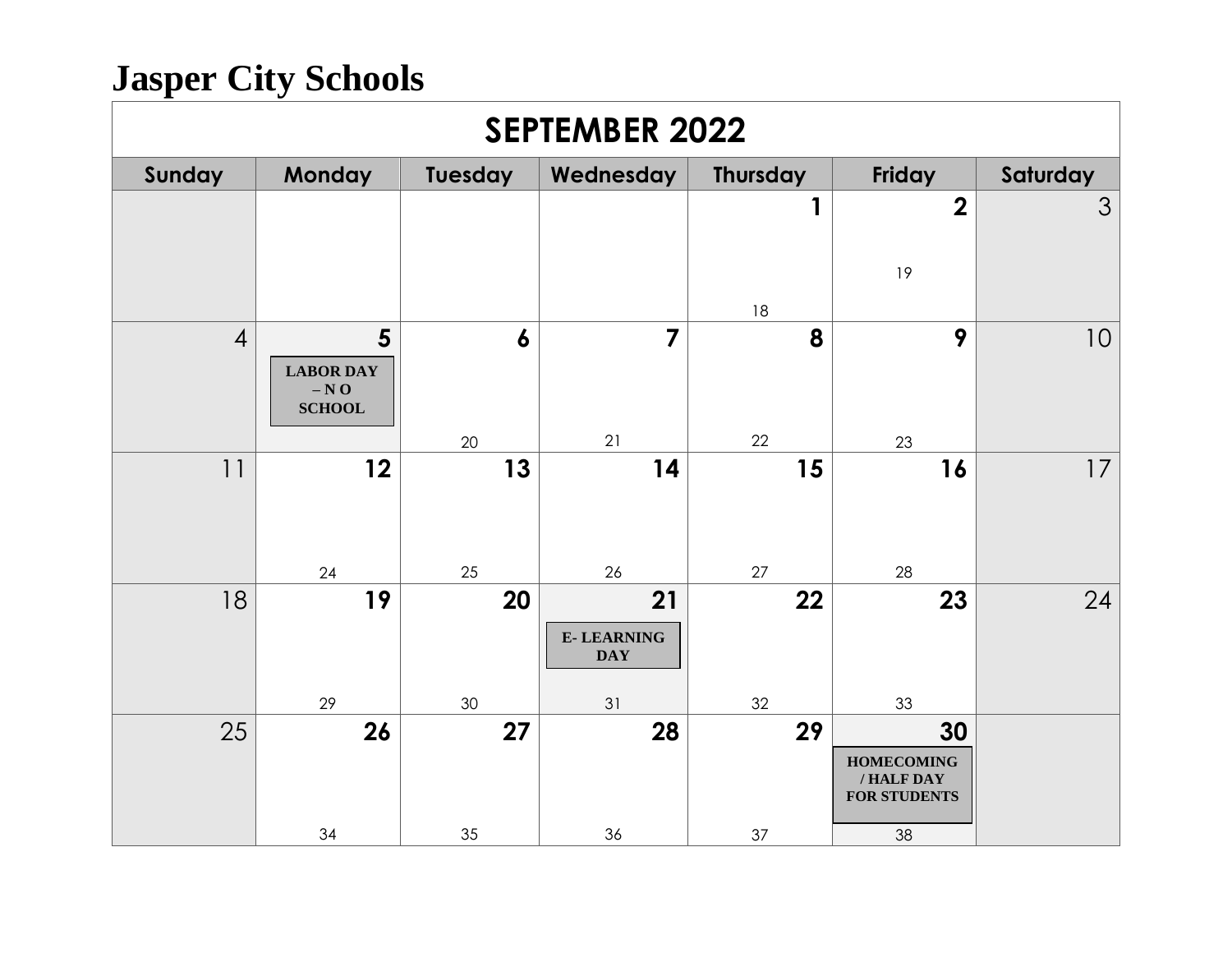# Jasper City Schools

| SEPTEMBER 2022 | | | | | | |
|---|---|---|---|---|---|---|
| Sunday | Monday | Tuesday | Wednesday | Thursday | Friday | Saturday |
| | | | | 1 18 | 2 19 | 3 |
| 4 | 5 LABOR DAY – N O SCHOOL | 6 20 | 7 21 | 8 22 | 9 23 | 10 |
| 11 | 12 24 | 13 25 | 14 26 | 15 27 | 16 28 | 17 |
| 18 | 19 29 | 20 30 | 21 E- LEARNING DAY 31 | 22 32 | 23 33 | 24 |
| 25 | 26 34 | 27 35 | 28 36 | 29 37 | 30 HOMECOMING / HALF DAY FOR STUDENTS 38 | |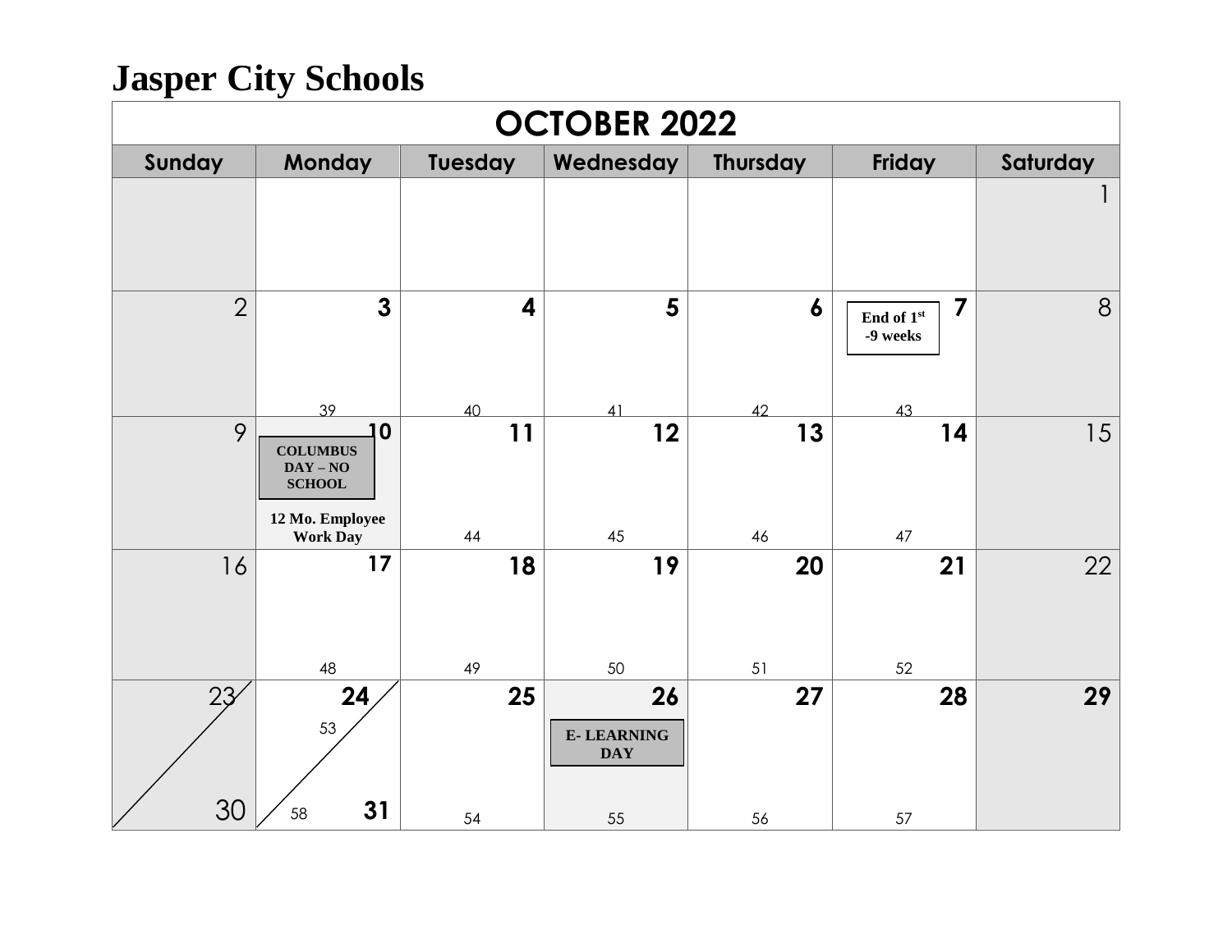# Jasper City Schools

| OCTOBER 2022 | | | | | | |
|---|---|---|---|---|---|---|
| **Sunday** | **Monday** | **Tuesday** | **Wednesday** | **Thursday** | **Friday** | **Saturday** |
| | | | | | | 1 |
| 2 | **3** 39 | **4** 40 | **5** 41 | **6** 42 | **7** **End of 1st -9 weeks** 43 | 8 |
| 9 | **10** **COLUMBUS DAY – NO SCHOOL** **12 Mo. Employee Work Day** | **11** 44 | **12** 45 | **13** 46 | **14** 47 | 15 |
| 16 | **17** 48 | **18** 49 | **19** 50 | **20** 51 | **21** 52 | 22 |
| 23 / 30 | **24** 53 / **31** 58 | **25** 54 | **26** **E- LEARNING DAY** 55 | **27** 56 | **28** 57 | **29** |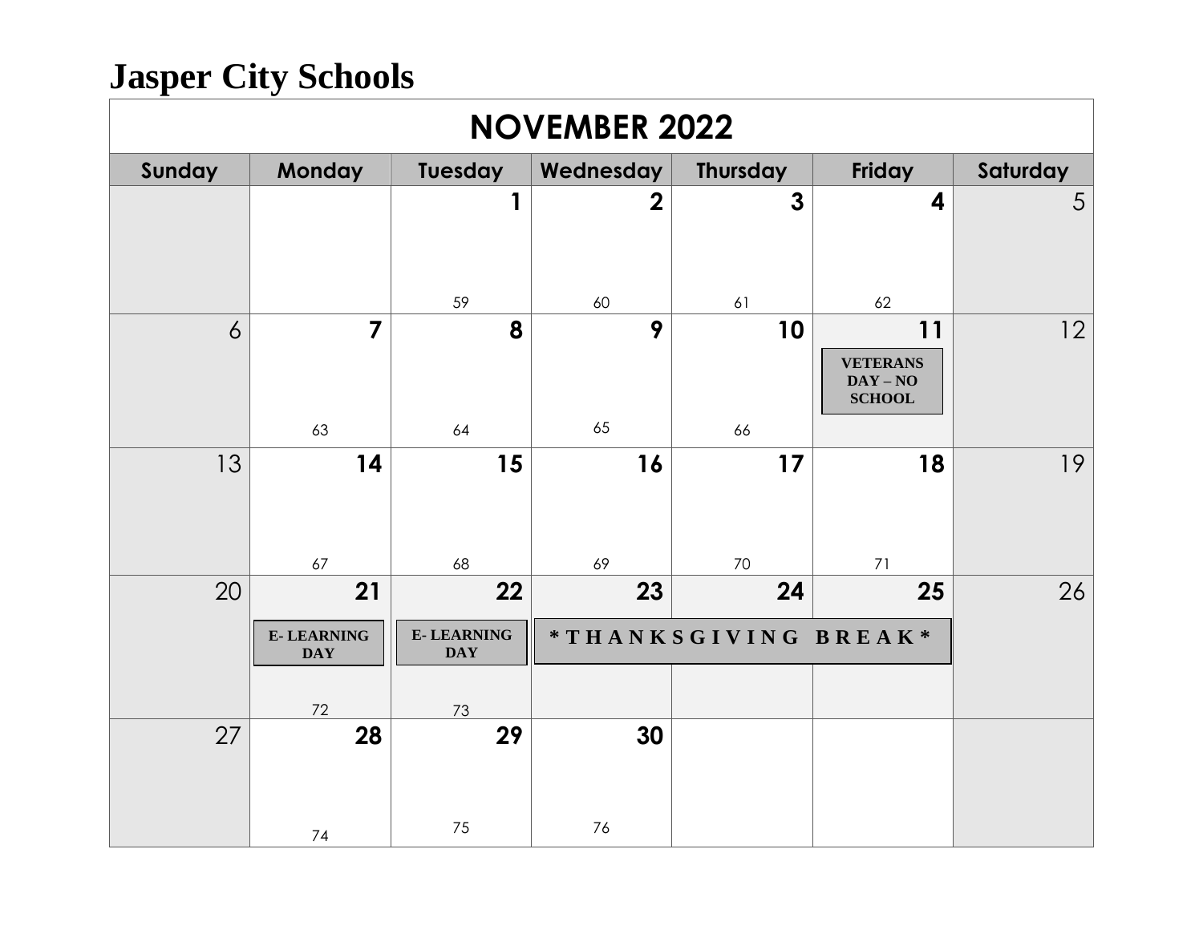# Jasper City Schools

| NOVEMBER 2022 | | | | | | |
|---|---|---|---|---|---|---|
| **Sunday** | **Monday** | **Tuesday** | **Wednesday** | **Thursday** | **Friday** | **Saturday** |
| | | **1** 59 | **2** 60 | **3** 61 | **4** 62 | 5 |
| 6 | **7** 63 | **8** 64 | **9** 65 | **10** 66 | **11** VETERANS DAY – NO SCHOOL | 12 |
| 13 | **14** 67 | **15** 68 | **16** 69 | **17** 70 | **18** 71 | 19 |
| 20 | **21** E- LEARNING DAY 72 | **22** E- LEARNING DAY 73 | **23** * T H A N K S G I V I N G B R E A K * | **24** | **25** | 26 |
| 27 | **28** 74 | **29** 75 | **30** 76 | | | |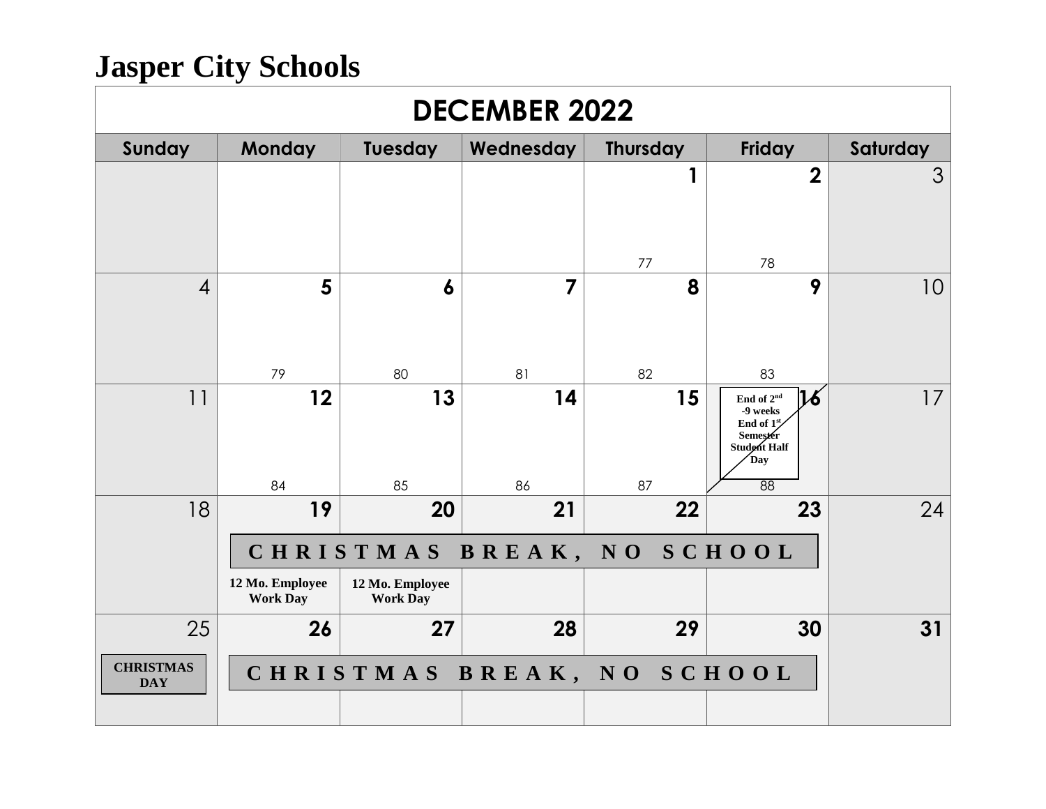# Jasper City Schools

| DECEMBER 2022 | | | | | | |
|---|---|---|---|---|---|---|
| **Sunday** | **Monday** | **Tuesday** | **Wednesday** | **Thursday** | **Friday** | **Saturday** |
| | | | | **1** 77 | **2** 78 | 3 |
| 4 | **5** 79 | **6** 80 | **7** 81 | **8** 82 | **9** 83 | 10 |
| 11 | **12** 84 | **13** 85 | **14** 86 | **15** 87 | **16** End of 2nd -9 weeks End of 1st Semester Student Half Day 88 | 17 |
| 18 | **19** CHRISTMAS BREAK, NO SCHOOL 12 Mo. Employee Work Day | **20** CHRISTMAS BREAK, NO SCHOOL 12 Mo. Employee Work Day | **21** CHRISTMAS BREAK, NO SCHOOL | **22** CHRISTMAS BREAK, NO SCHOOL | **23** CHRISTMAS BREAK, NO SCHOOL | 24 |
| 25 CHRISTMAS DAY | **26** CHRISTMAS BREAK, NO SCHOOL | **27** CHRISTMAS BREAK, NO SCHOOL | **28** CHRISTMAS BREAK, NO SCHOOL | **29** CHRISTMAS BREAK, NO SCHOOL | **30** CHRISTMAS BREAK, NO SCHOOL | **31** |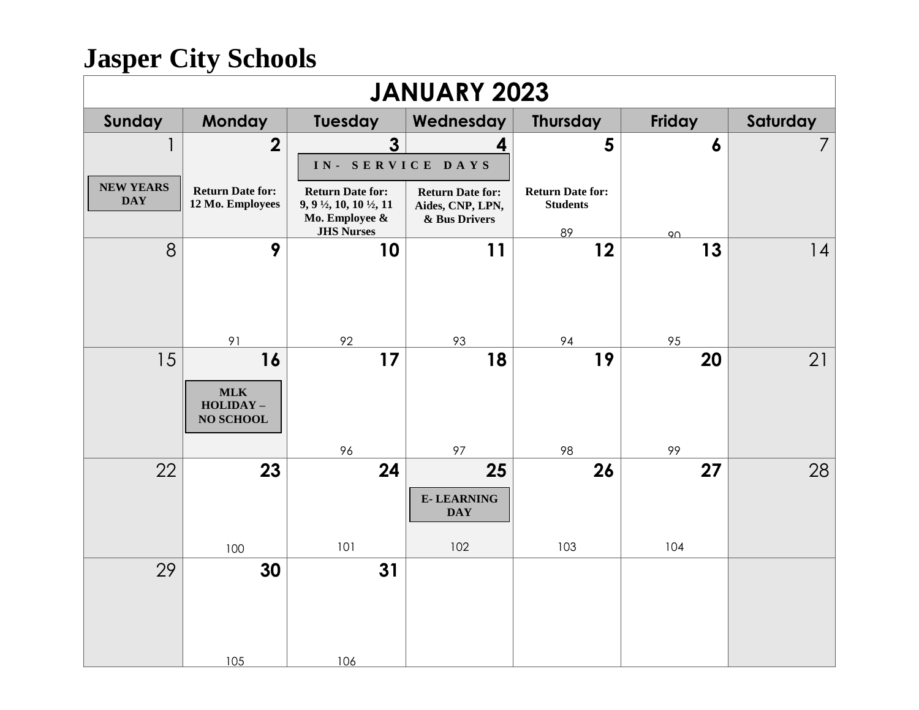# Jasper City Schools

## JANUARY 2023

| Sunday | Monday | Tuesday | Wednesday | Thursday | Friday | Saturday |
|---|---|---|---|---|---|---|
| 1<br>**NEW YEARS DAY** | **2**<br>**Return Date for: 12 Mo. Employees** | **3**<br>**IN- SERVICE DAYS**<br>**Return Date for: 9, 9 ½, 10, 10 ½, 11 Mo. Employee & JHS Nurses** | **4**<br>**IN- SERVICE DAYS**<br>**Return Date for: Aides, CNP, LPN, & Bus Drivers** | **5**<br>**Return Date for: Students**<br>89 | **6**<br>90 | 7 |
| 8 | **9**<br>91 | **10**<br>92 | **11**<br>93 | **12**<br>94 | **13**<br>95 | 14 |
| 15 | **16**<br>**MLK HOLIDAY – NO SCHOOL** | **17**<br>96 | **18**<br>97 | **19**<br>98 | **20**<br>99 | 21 |
| 22 | **23**<br>100 | **24**<br>101 | **25**<br>**E- LEARNING DAY**<br>102 | **26**<br>103 | **27**<br>104 | 28 |
| 29 | **30**<br>105 | **31**<br>106 | | | | |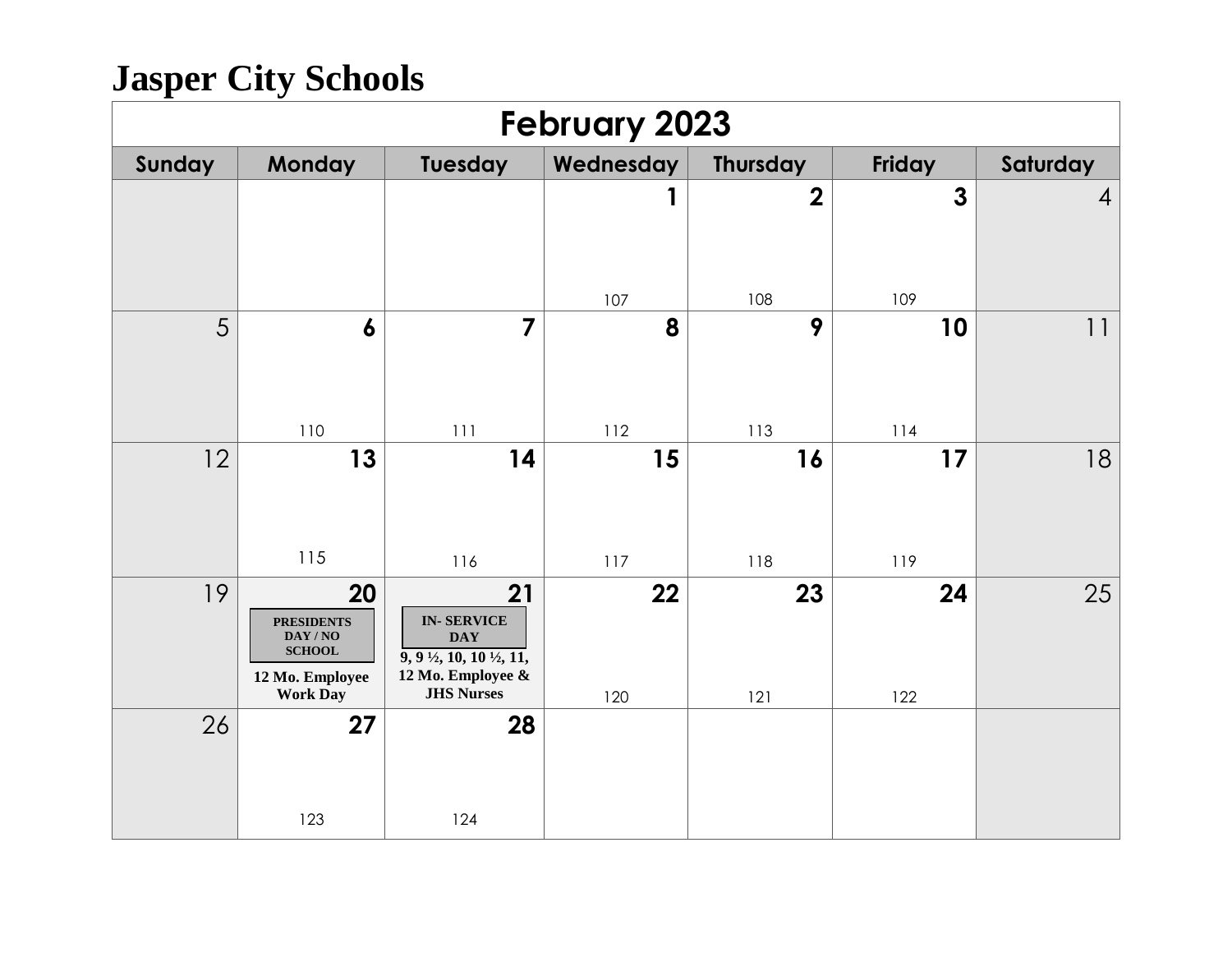# Jasper City Schools

| February 2023 | | | | | | |
|---|---|---|---|---|---|---|
| **Sunday** | **Monday** | **Tuesday** | **Wednesday** | **Thursday** | **Friday** | **Saturday** |
| | | | **1**<br>107 | **2**<br>108 | **3**<br>109 | 4 |
| 5 | **6**<br>110 | **7**<br>111 | **8**<br>112 | **9**<br>113 | **10**<br>114 | 11 |
| 12 | **13**<br>115 | **14**<br>116 | **15**<br>117 | **16**<br>118 | **17**<br>119 | 18 |
| 19 | **20**<br>**PRESIDENTS DAY / NO SCHOOL**<br>**12 Mo. Employee Work Day** | **21**<br>**IN- SERVICE DAY**<br>**9, 9 ½, 10, 10 ½, 11, 12 Mo. Employee & JHS Nurses** | **22**<br>120 | **23**<br>121 | **24**<br>122 | 25 |
| 26 | **27**<br>123 | **28**<br>124 | | | | |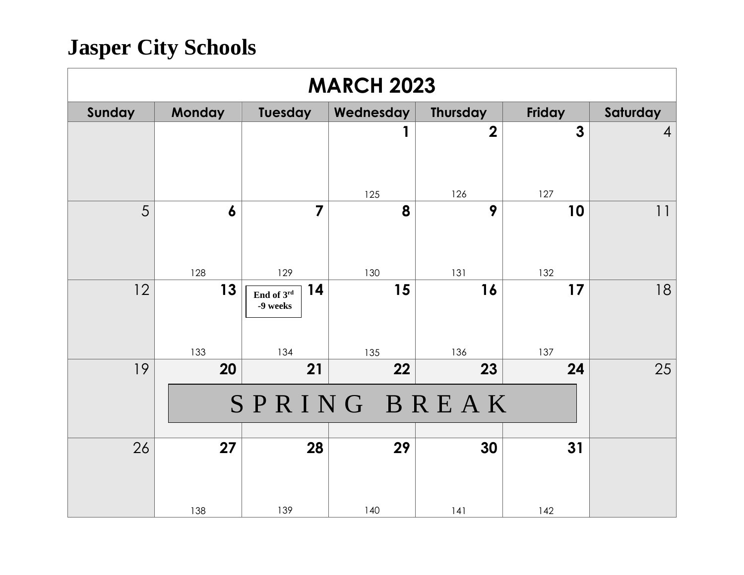# Jasper City Schools

| MARCH 2023 | | | | | | |
|---|---|---|---|---|---|---|
| Sunday | Monday | Tuesday | Wednesday | Thursday | Friday | Saturday |
| | | | 1<br>125 | 2<br>126 | 3<br>127 | 4 |
| 5 | 6<br>128 | 7<br>129 | 8<br>130 | 9<br>131 | 10<br>132 | 11 |
| 12 | 13<br>133 | 14<br>End of 3rd -9 weeks<br>134 | 15<br>135 | 16<br>136 | 17<br>137 | 18 |
| 19 | 20<br>SPRING BREAK | 21<br>SPRING BREAK | 22<br>SPRING BREAK | 23<br>SPRING BREAK | 24<br>SPRING BREAK | 25 |
| 26 | 27<br>138 | 28<br>139 | 29<br>140 | 30<br>141 | 31<br>142 | |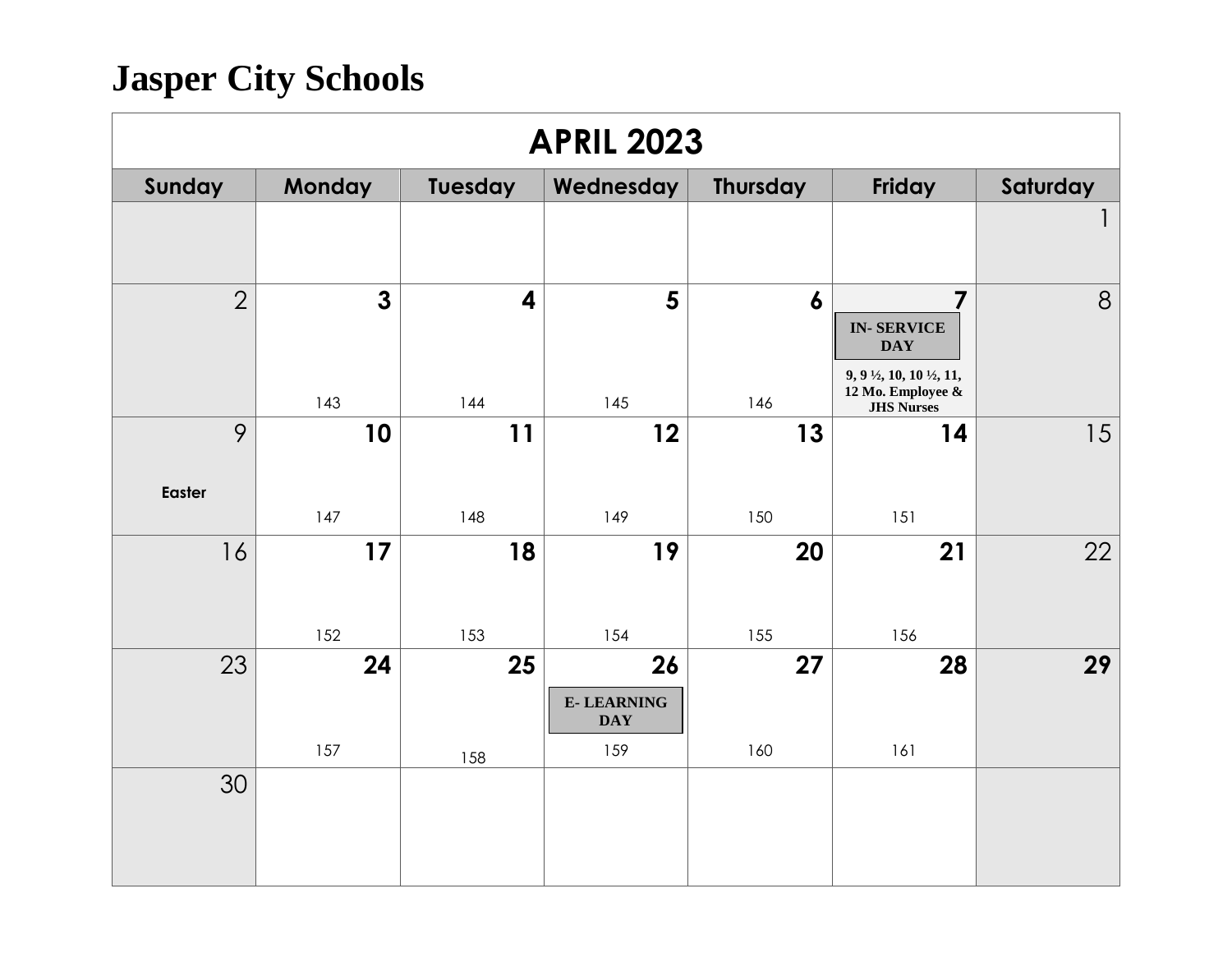# Jasper City Schools

| APRIL 2023 | | | | | | |
|---|---|---|---|---|---|---|
| **Sunday** | **Monday** | **Tuesday** | **Wednesday** | **Thursday** | **Friday** | **Saturday** |
| | | | | | | 1 |
| 2 | **3** 143 | **4** 144 | **5** 145 | **6** 146 | **7** **IN- SERVICE DAY** **9, 9 ½, 10, 10 ½, 11, 12 Mo. Employee & JHS Nurses** | 8 |
| 9 **Easter** | **10** 147 | **11** 148 | **12** 149 | **13** 150 | **14** 151 | 15 |
| 16 | **17** 152 | **18** 153 | **19** 154 | **20** 155 | **21** 156 | 22 |
| 23 | **24** 157 | **25** 158 | **26** **E- LEARNING DAY** 159 | **27** 160 | **28** 161 | **29** |
| 30 | | | | | | |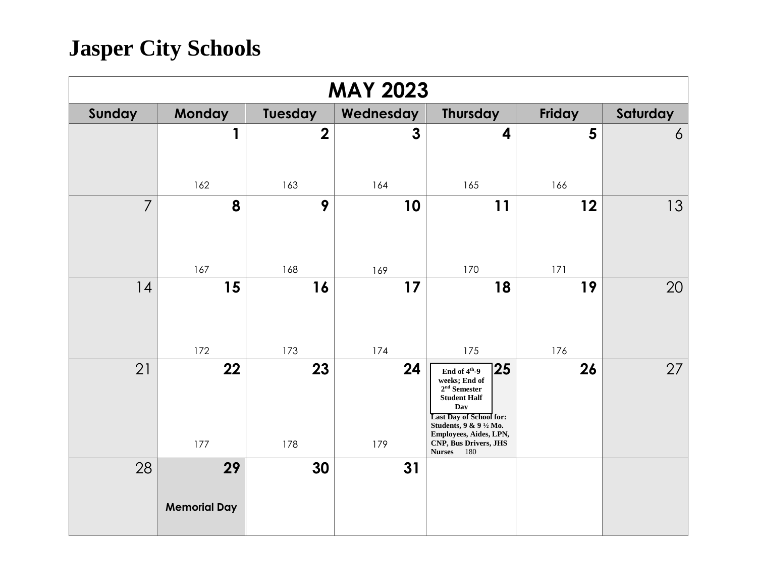# Jasper City Schools

| MAY 2023 | | | | | | |
|---|---|---|---|---|---|---|
| **Sunday** | **Monday** | **Tuesday** | **Wednesday** | **Thursday** | **Friday** | **Saturday** |
| | **1**<br>162 | **2**<br>163 | **3**<br>164 | **4**<br>165 | **5**<br>166 | 6 |
| 7 | **8**<br>167 | **9**<br>168 | **10**<br>169 | **11**<br>170 | **12**<br>171 | 13 |
| 14 | **15**<br>172 | **16**<br>173 | **17**<br>174 | **18**<br>175 | **19**<br>176 | 20 |
| 21 | **22**<br>177 | **23**<br>178 | **24**<br>179 | **25**<br>End of 4th-9 weeks; End of 2nd Semester Student Half Day<br>Last Day of School for: Students, 9 & 9 ½ Mo. Employees, Aides, LPN, CNP, Bus Drivers, JHS Nurses 180 | **26** | 27 |
| 28 | **29**<br>**Memorial Day** | **30** | **31** | | | |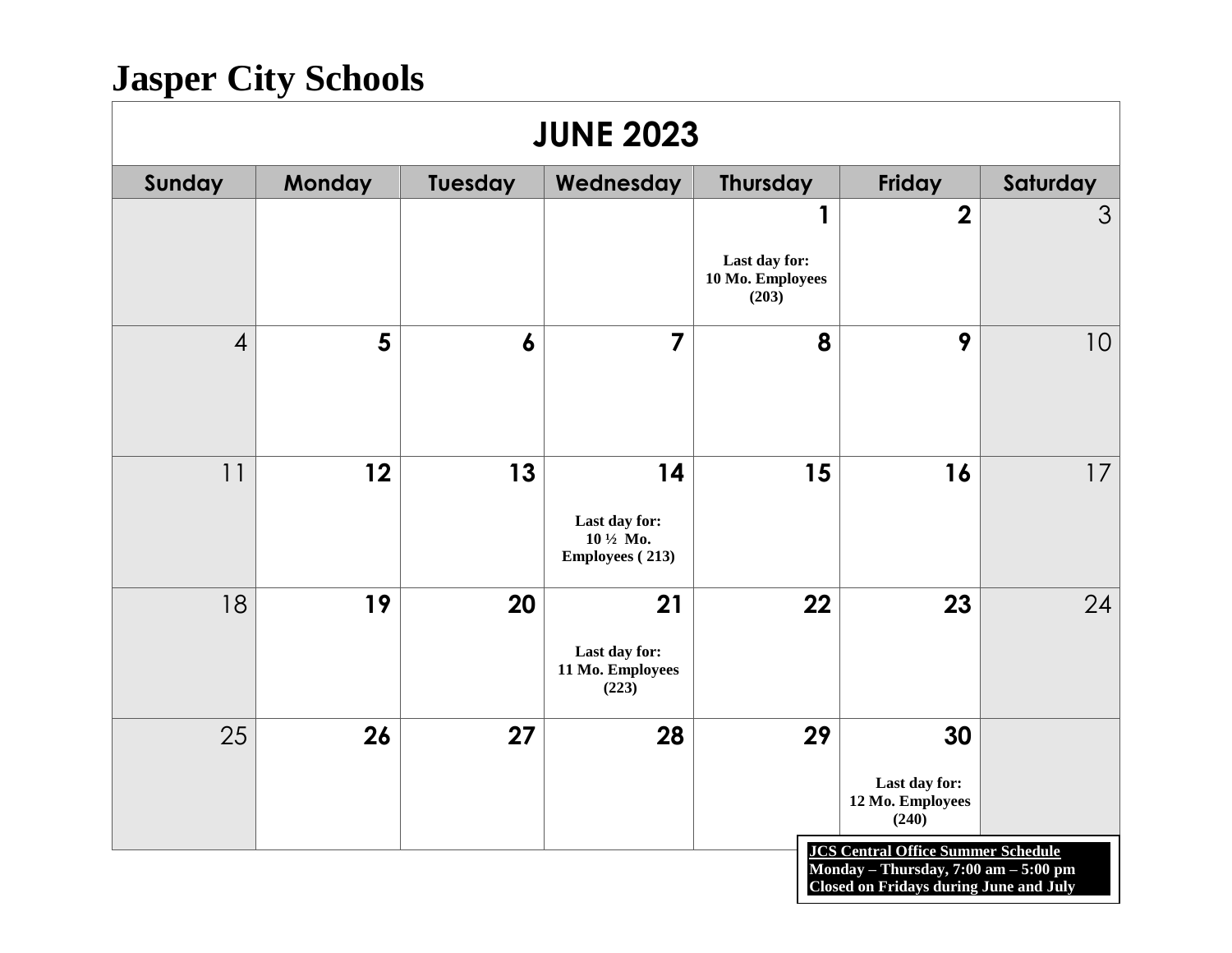# Jasper City Schools

## JUNE 2023

| Sunday | Monday | Tuesday | Wednesday | Thursday | Friday | Saturday |
|---|---|---|---|---|---|---|
| | | | | 1<br>**Last day for: 10 Mo. Employees (203)** | 2 | 3 |
| 4 | 5 | 6 | 7 | 8 | 9 | 10 |
| 11 | 12 | 13 | 14<br>**Last day for: 10 ½ Mo. Employees ( 213)** | 15 | 16 | 17 |
| 18 | 19 | 20 | 21<br>**Last day for: 11 Mo. Employees (223)** | 22 | 23 | 24 |
| 25 | 26 | 27 | 28 | 29 | 30<br>**Last day for: 12 Mo. Employees (240)** | |

**JCS Central Office Summer Schedule**
**Monday – Thursday, 7:00 am – 5:00 pm**
**Closed on Fridays during June and July**